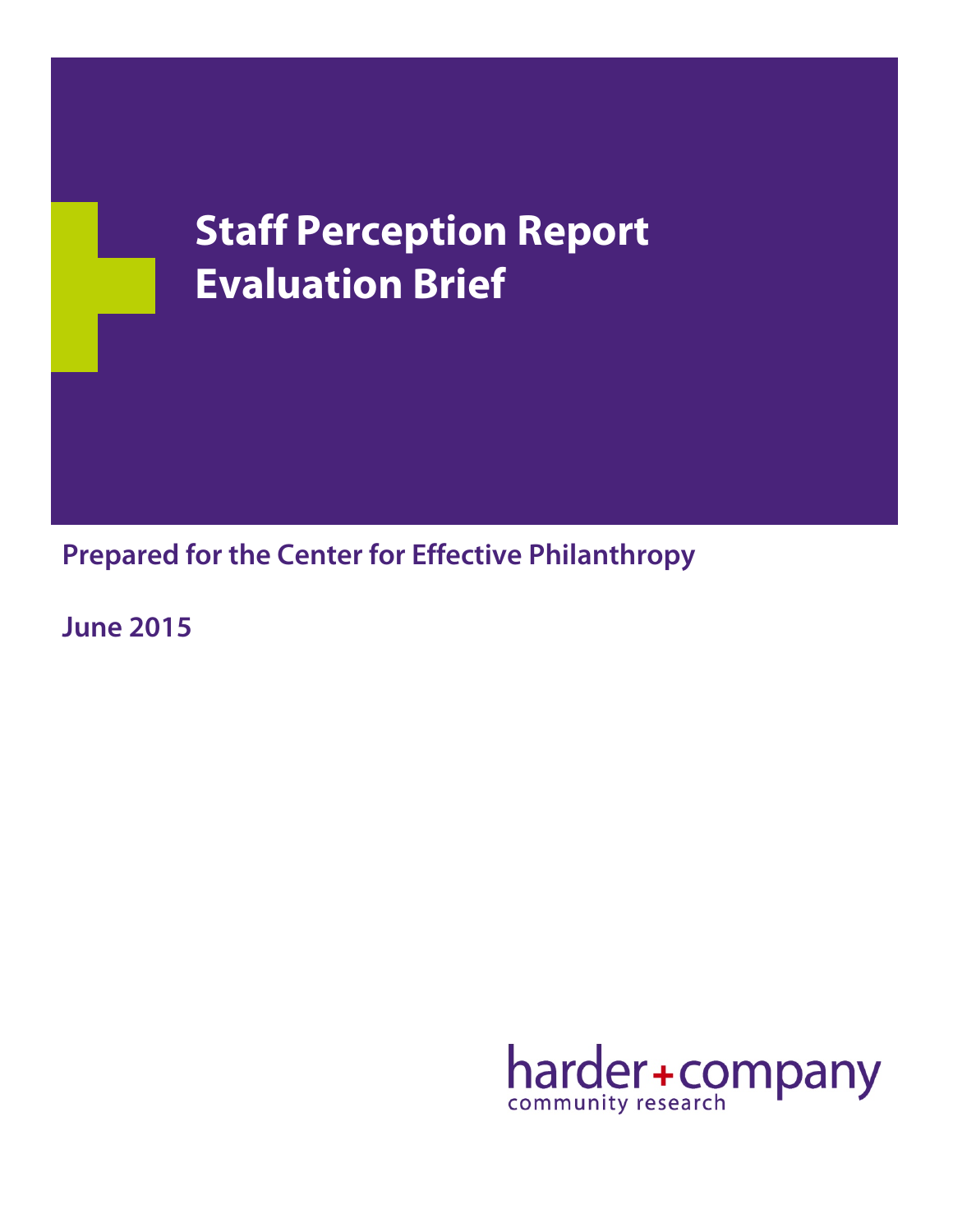# Staff Perception Report Evaluation Brief

**Prepared for the Center for Effective Philanthropy**

**June 2015**

harder+company
community research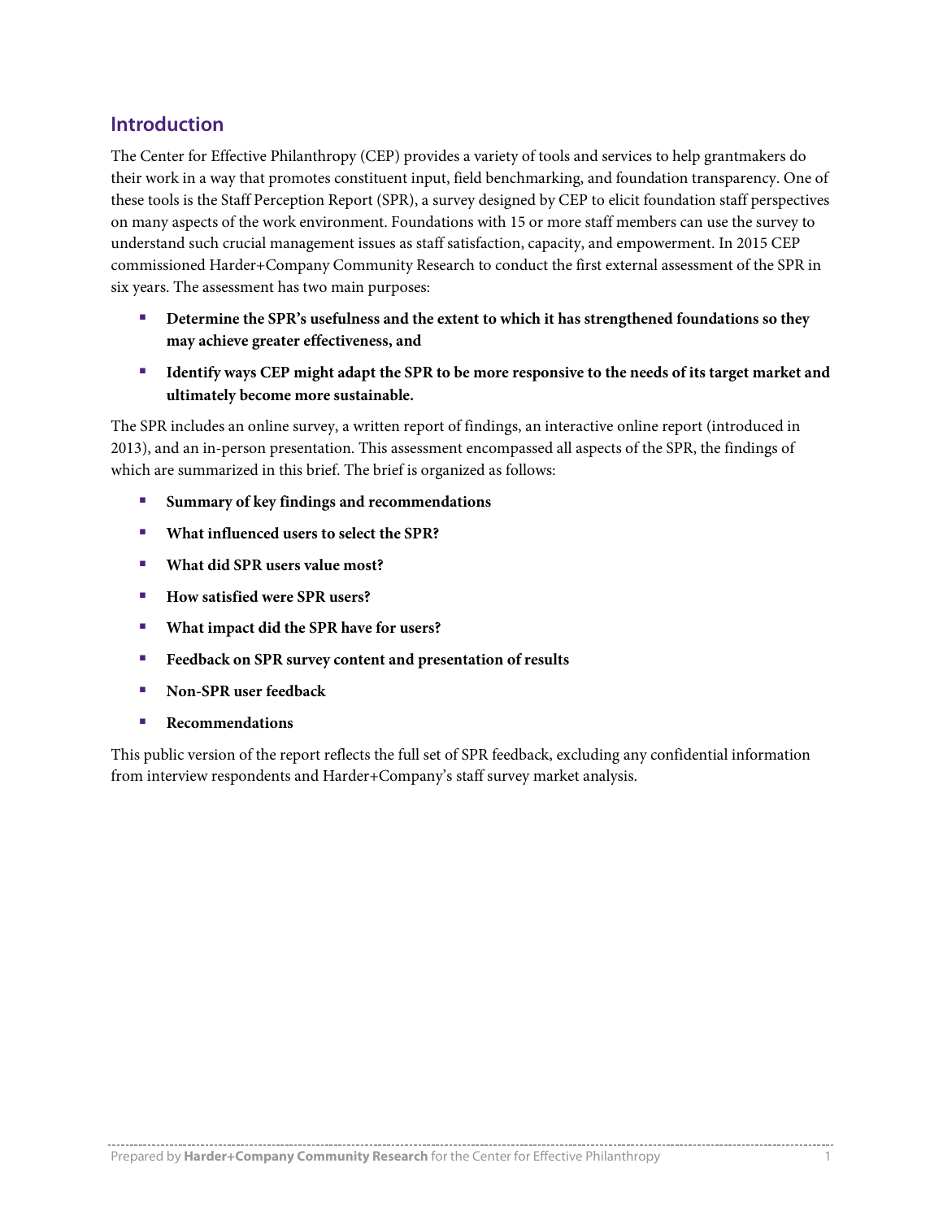## Introduction

The Center for Effective Philanthropy (CEP) provides a variety of tools and services to help grantmakers do their work in a way that promotes constituent input, field benchmarking, and foundation transparency. One of these tools is the Staff Perception Report (SPR), a survey designed by CEP to elicit foundation staff perspectives on many aspects of the work environment. Foundations with 15 or more staff members can use the survey to understand such crucial management issues as staff satisfaction, capacity, and empowerment. In 2015 CEP commissioned Harder+Company Community Research to conduct the first external assessment of the SPR in six years. The assessment has two main purposes:

- **Determine the SPR's usefulness and the extent to which it has strengthened foundations so they may achieve greater effectiveness, and**
- **Identify ways CEP might adapt the SPR to be more responsive to the needs of its target market and ultimately become more sustainable.**

The SPR includes an online survey, a written report of findings, an interactive online report (introduced in 2013), and an in-person presentation. This assessment encompassed all aspects of the SPR, the findings of which are summarized in this brief. The brief is organized as follows:

- **Summary of key findings and recommendations**
- **What influenced users to select the SPR?**
- **What did SPR users value most?**
- **How satisfied were SPR users?**
- **What impact did the SPR have for users?**
- **Feedback on SPR survey content and presentation of results**
- **Non-SPR user feedback**
- **Recommendations**

This public version of the report reflects the full set of SPR feedback, excluding any confidential information from interview respondents and Harder+Company's staff survey market analysis.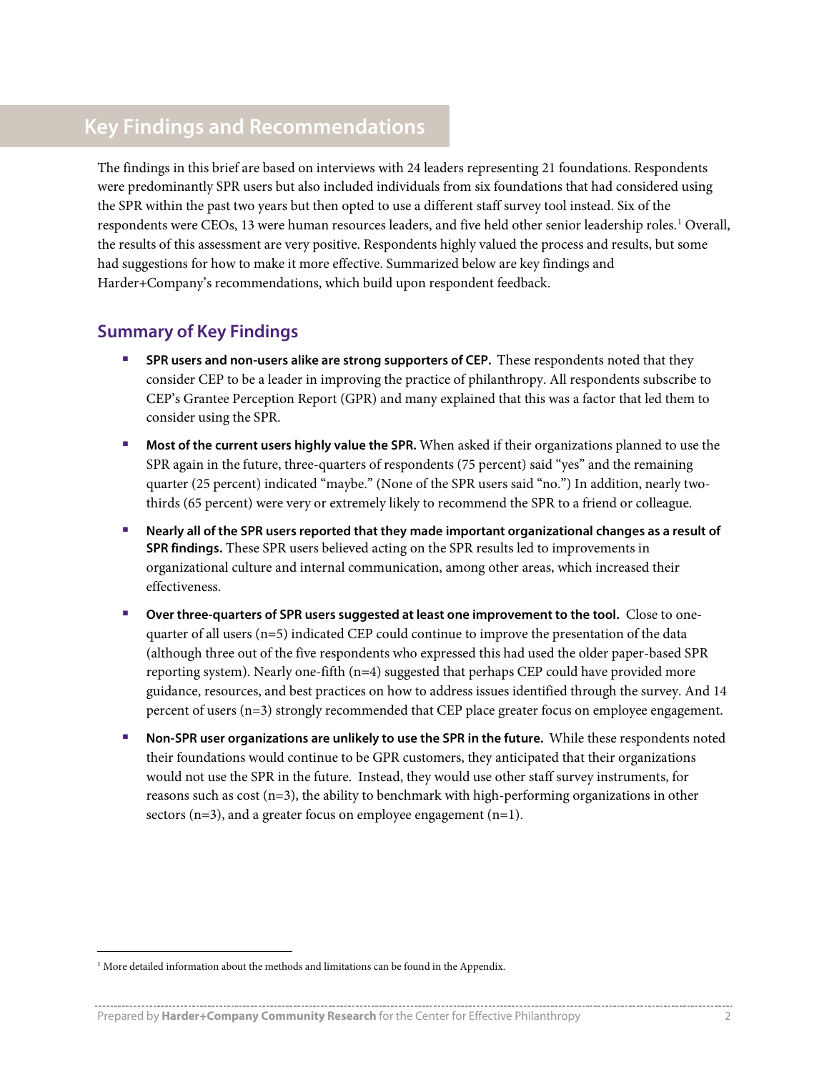## Key Findings and Recommendations

The findings in this brief are based on interviews with 24 leaders representing 21 foundations. Respondents were predominantly SPR users but also included individuals from six foundations that had considered using the SPR within the past two years but then opted to use a different staff survey tool instead. Six of the respondents were CEOs, 13 were human resources leaders, and five held other senior leadership roles.[1] Overall, the results of this assessment are very positive. Respondents highly valued the process and results, but some had suggestions for how to make it more effective. Summarized below are key findings and Harder+Company's recommendations, which build upon respondent feedback.

### Summary of Key Findings

- **SPR users and non-users alike are strong supporters of CEP.** These respondents noted that they consider CEP to be a leader in improving the practice of philanthropy. All respondents subscribe to CEP's Grantee Perception Report (GPR) and many explained that this was a factor that led them to consider using the SPR.
- **Most of the current users highly value the SPR.** When asked if their organizations planned to use the SPR again in the future, three-quarters of respondents (75 percent) said "yes" and the remaining quarter (25 percent) indicated "maybe." (None of the SPR users said "no.") In addition, nearly two-thirds (65 percent) were very or extremely likely to recommend the SPR to a friend or colleague.
- **Nearly all of the SPR users reported that they made important organizational changes as a result of SPR findings.** These SPR users believed acting on the SPR results led to improvements in organizational culture and internal communication, among other areas, which increased their effectiveness.
- **Over three-quarters of SPR users suggested at least one improvement to the tool.** Close to one-quarter of all users (n=5) indicated CEP could continue to improve the presentation of the data (although three out of the five respondents who expressed this had used the older paper-based SPR reporting system). Nearly one-fifth (n=4) suggested that perhaps CEP could have provided more guidance, resources, and best practices on how to address issues identified through the survey. And 14 percent of users (n=3) strongly recommended that CEP place greater focus on employee engagement.
- **Non-SPR user organizations are unlikely to use the SPR in the future.** While these respondents noted their foundations would continue to be GPR customers, they anticipated that their organizations would not use the SPR in the future. Instead, they would use other staff survey instruments, for reasons such as cost (n=3), the ability to benchmark with high-performing organizations in other sectors (n=3), and a greater focus on employee engagement (n=1).

[1] More detailed information about the methods and limitations can be found in the Appendix.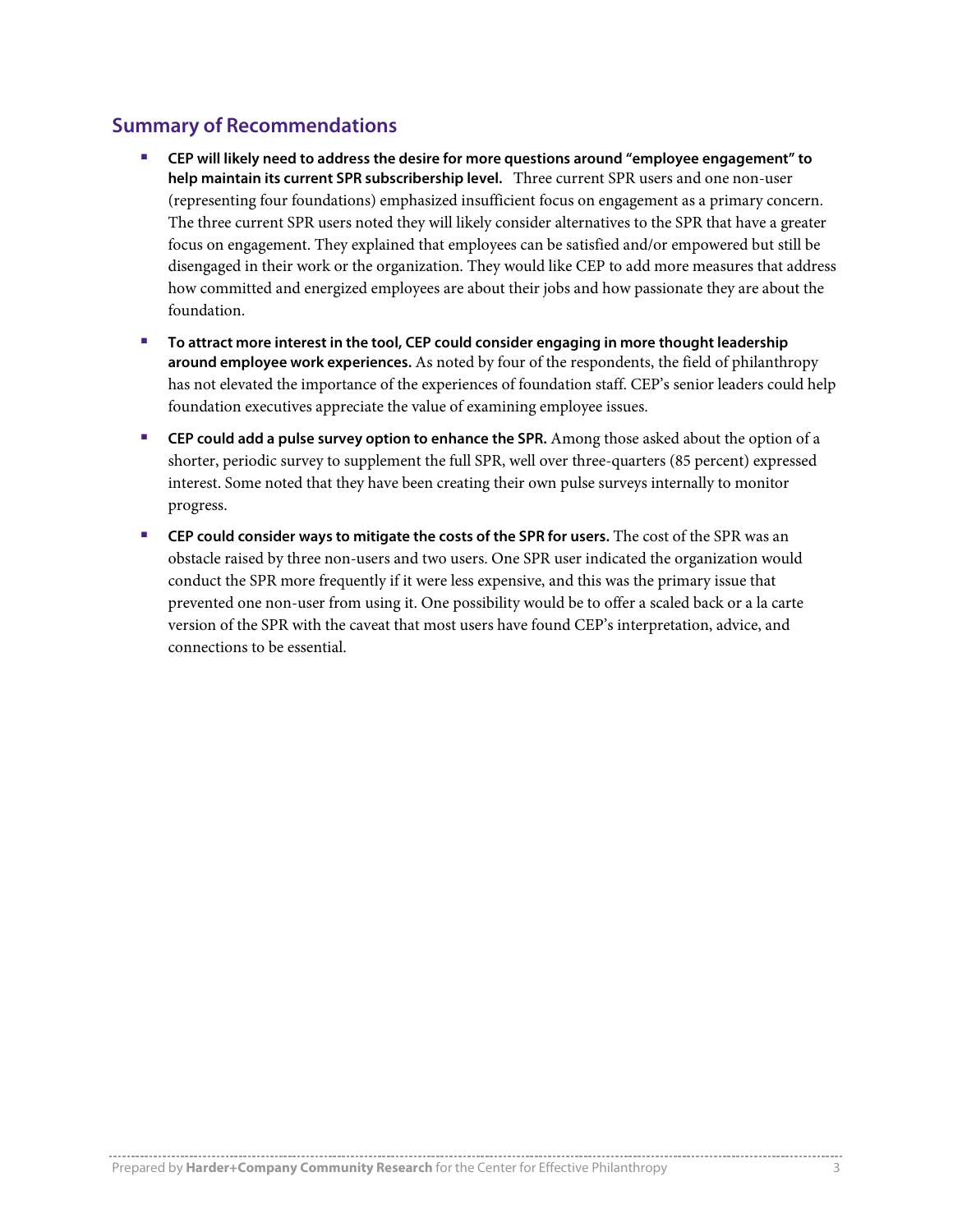## Summary of Recommendations

- **CEP will likely need to address the desire for more questions around "employee engagement" to help maintain its current SPR subscribership level.** Three current SPR users and one non-user (representing four foundations) emphasized insufficient focus on engagement as a primary concern. The three current SPR users noted they will likely consider alternatives to the SPR that have a greater focus on engagement. They explained that employees can be satisfied and/or empowered but still be disengaged in their work or the organization. They would like CEP to add more measures that address how committed and energized employees are about their jobs and how passionate they are about the foundation.
- **To attract more interest in the tool, CEP could consider engaging in more thought leadership around employee work experiences.** As noted by four of the respondents, the field of philanthropy has not elevated the importance of the experiences of foundation staff. CEP's senior leaders could help foundation executives appreciate the value of examining employee issues.
- **CEP could add a pulse survey option to enhance the SPR.** Among those asked about the option of a shorter, periodic survey to supplement the full SPR, well over three-quarters (85 percent) expressed interest. Some noted that they have been creating their own pulse surveys internally to monitor progress.
- **CEP could consider ways to mitigate the costs of the SPR for users.** The cost of the SPR was an obstacle raised by three non-users and two users. One SPR user indicated the organization would conduct the SPR more frequently if it were less expensive, and this was the primary issue that prevented one non-user from using it. One possibility would be to offer a scaled back or a la carte version of the SPR with the caveat that most users have found CEP's interpretation, advice, and connections to be essential.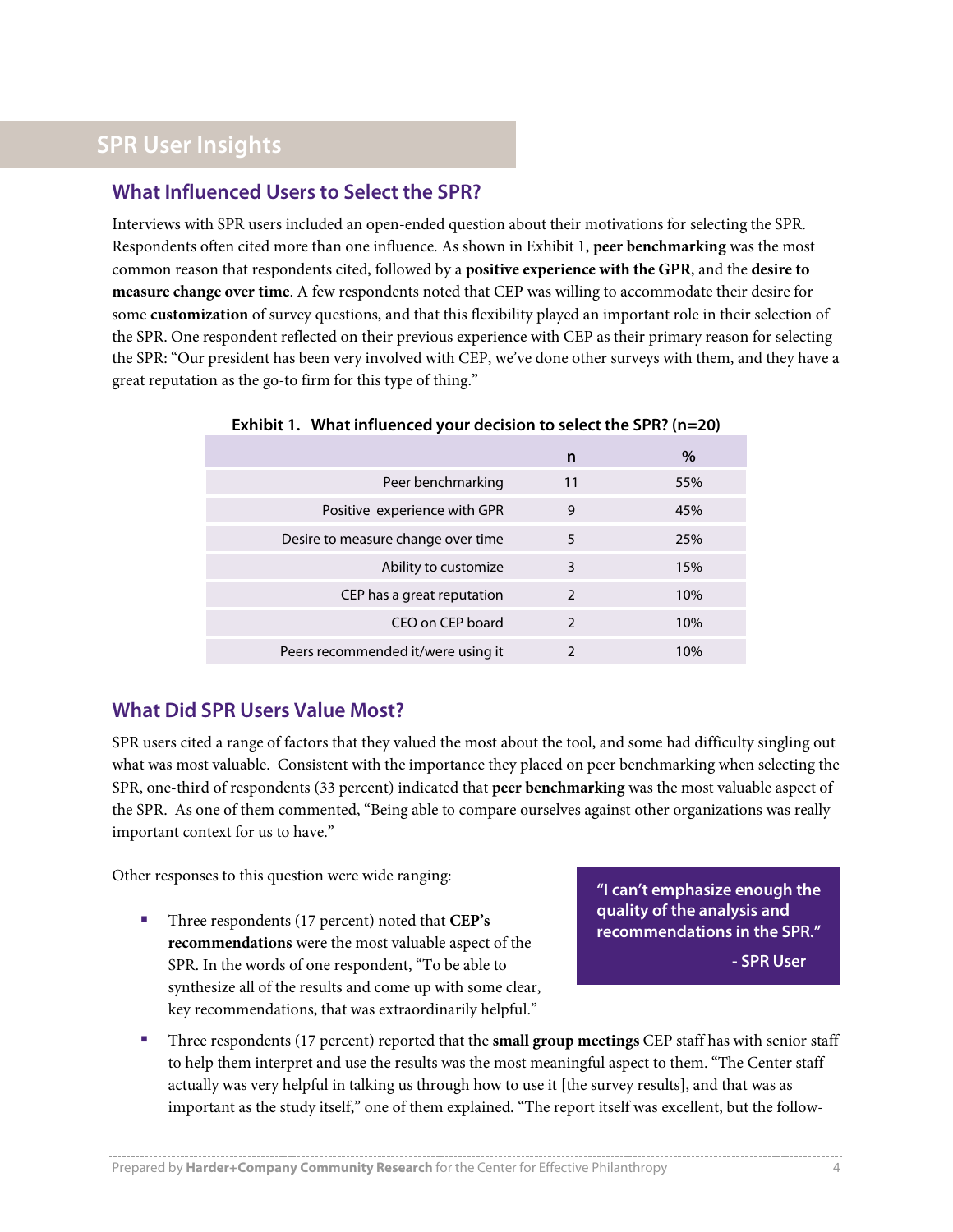# SPR User Insights

## What Influenced Users to Select the SPR?

Interviews with SPR users included an open-ended question about their motivations for selecting the SPR. Respondents often cited more than one influence. As shown in Exhibit 1, **peer benchmarking** was the most common reason that respondents cited, followed by a **positive experience with the GPR**, and the **desire to measure change over time**. A few respondents noted that CEP was willing to accommodate their desire for some **customization** of survey questions, and that this flexibility played an important role in their selection of the SPR. One respondent reflected on their previous experience with CEP as their primary reason for selecting the SPR: "Our president has been very involved with CEP, we've done other surveys with them, and they have a great reputation as the go-to firm for this type of thing."

**Exhibit 1. What influenced your decision to select the SPR? (n=20)**

| | n | % |
|---|---|---|
| Peer benchmarking | 11 | 55% |
| Positive experience with GPR | 9 | 45% |
| Desire to measure change over time | 5 | 25% |
| Ability to customize | 3 | 15% |
| CEP has a great reputation | 2 | 10% |
| CEO on CEP board | 2 | 10% |
| Peers recommended it/were using it | 2 | 10% |

## What Did SPR Users Value Most?

SPR users cited a range of factors that they valued the most about the tool, and some had difficulty singling out what was most valuable. Consistent with the importance they placed on peer benchmarking when selecting the SPR, one-third of respondents (33 percent) indicated that **peer benchmarking** was the most valuable aspect of the SPR. As one of them commented, "Being able to compare ourselves against other organizations was really important context for us to have."

Other responses to this question were wide ranging:

> **"I can't emphasize enough the quality of the analysis and recommendations in the SPR."**
>
> **- SPR User**

- Three respondents (17 percent) noted that **CEP's recommendations** were the most valuable aspect of the SPR. In the words of one respondent, "To be able to synthesize all of the results and come up with some clear, key recommendations, that was extraordinarily helpful."
- Three respondents (17 percent) reported that the **small group meetings** CEP staff has with senior staff to help them interpret and use the results was the most meaningful aspect to them. "The Center staff actually was very helpful in talking us through how to use it [the survey results], and that was as important as the study itself," one of them explained. "The report itself was excellent, but the follow-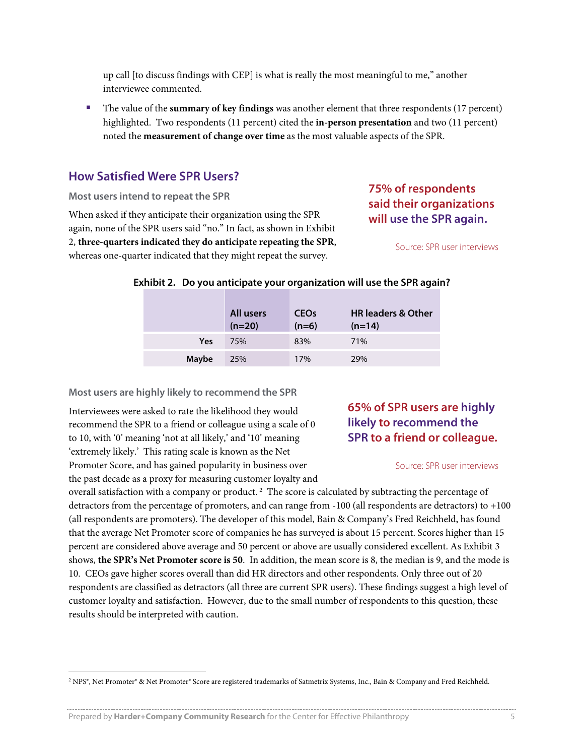up call [to discuss findings with CEP] is what is really the most meaningful to me," another interviewee commented.

- The value of the **summary of key findings** was another element that three respondents (17 percent) highlighted. Two respondents (11 percent) cited the **in-person presentation** and two (11 percent) noted the **measurement of change over time** as the most valuable aspects of the SPR.

## How Satisfied Were SPR Users?

### Most users intend to repeat the SPR

When asked if they anticipate their organization using the SPR again, none of the SPR users said "no." In fact, as shown in Exhibit 2, **three-quarters indicated they do anticipate repeating the SPR**, whereas one-quarter indicated that they might repeat the survey.

**75% of respondents said their organizations will use the SPR again.**

Source: SPR user interviews

**Exhibit 2. Do you anticipate your organization will use the SPR again?**

| | All users (n=20) | CEOs (n=6) | HR leaders & Other (n=14) |
|---|---|---|---|
| **Yes** | 75% | 83% | 71% |
| **Maybe** | 25% | 17% | 29% |

### Most users are highly likely to recommend the SPR

**65% of SPR users are highly likely to recommend the SPR to a friend or colleague.**

Source: SPR user interviews

Interviewees were asked to rate the likelihood they would recommend the SPR to a friend or colleague using a scale of 0 to 10, with '0' meaning 'not at all likely,' and '10' meaning 'extremely likely.' This rating scale is known as the Net Promoter Score, and has gained popularity in business over the past decade as a proxy for measuring customer loyalty and overall satisfaction with a company or product. [2] The score is calculated by subtracting the percentage of detractors from the percentage of promoters, and can range from -100 (all respondents are detractors) to +100 (all respondents are promoters). The developer of this model, Bain & Company's Fred Reichheld, has found that the average Net Promoter score of companies he has surveyed is about 15 percent. Scores higher than 15 percent are considered above average and 50 percent or above are usually considered excellent. As Exhibit 3 shows, **the SPR's Net Promoter score is 50**. In addition, the mean score is 8, the median is 9, and the mode is 10. CEOs gave higher scores overall than did HR directors and other respondents. Only three out of 20 respondents are classified as detractors (all three are current SPR users). These findings suggest a high level of customer loyalty and satisfaction. However, due to the small number of respondents to this question, these results should be interpreted with caution.

[2] NPS®, Net Promoter® & Net Promoter® Score are registered trademarks of Satmetrix Systems, Inc., Bain & Company and Fred Reichheld.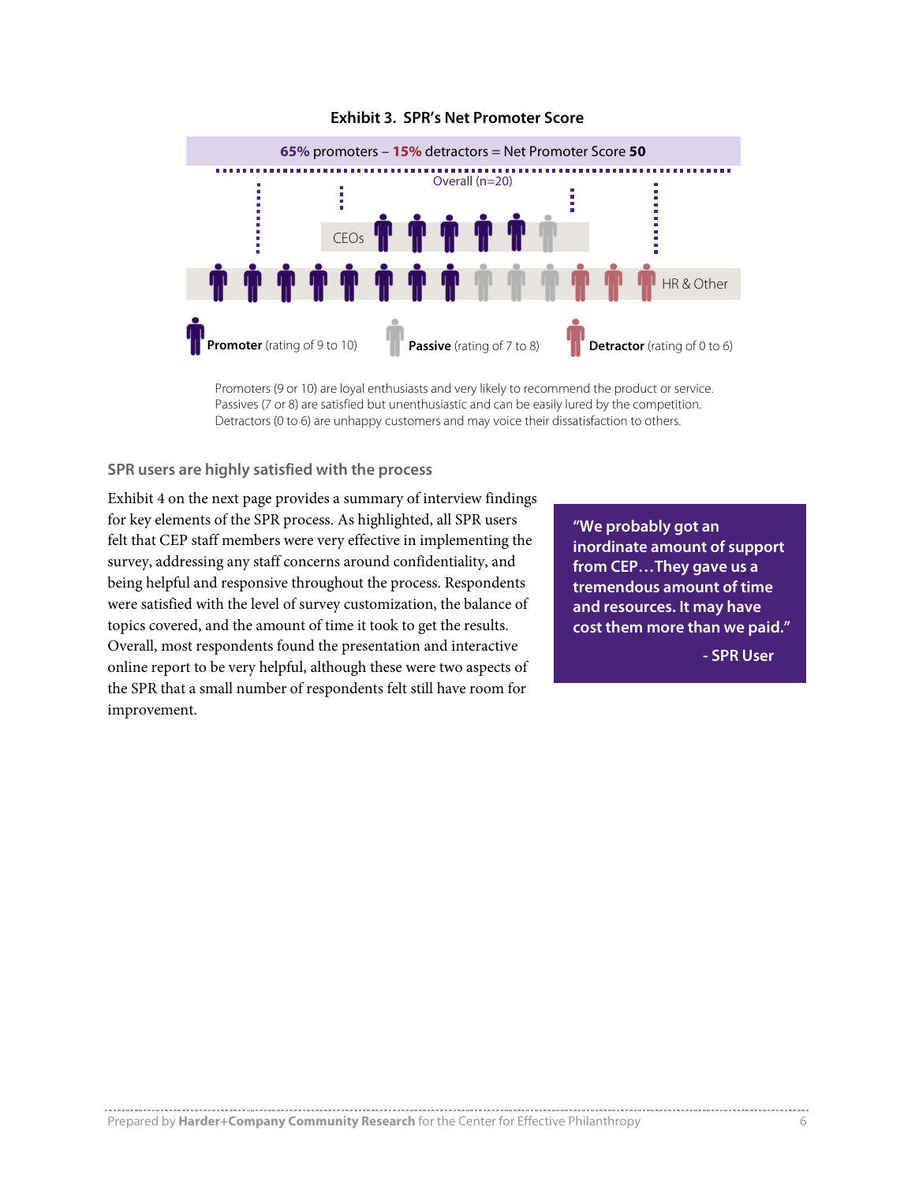**Exhibit 3. SPR's Net Promoter Score**

65% promoters – 15% detractors = Net Promoter Score **50**

Overall (n=20)

CEOs

HR & Other

**Promoter** (rating of 9 to 10) **Passive** (rating of 7 to 8) **Detractor** (rating of 0 to 6)

Promoters (9 or 10) are loyal enthusiasts and very likely to recommend the product or service.
Passives (7 or 8) are satisfied but unenthusiastic and can be easily lured by the competition.
Detractors (0 to 6) are unhappy customers and may voice their dissatisfaction to others.

### SPR users are highly satisfied with the process

Exhibit 4 on the next page provides a summary of interview findings for key elements of the SPR process. As highlighted, all SPR users felt that CEP staff members were very effective in implementing the survey, addressing any staff concerns around confidentiality, and being helpful and responsive throughout the process. Respondents were satisfied with the level of survey customization, the balance of topics covered, and the amount of time it took to get the results. Overall, most respondents found the presentation and interactive online report to be very helpful, although these were two aspects of the SPR that a small number of respondents felt still have room for improvement.

> **"We probably got an inordinate amount of support from CEP…They gave us a tremendous amount of time and resources. It may have cost them more than we paid."**
>
> **- SPR User**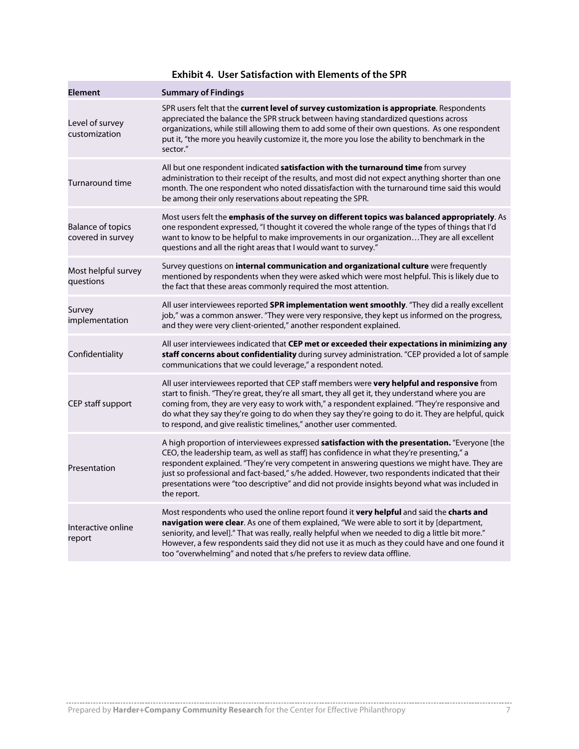**Exhibit 4. User Satisfaction with Elements of the SPR**

| Element | Summary of Findings |
|---|---|
| Level of survey customization | SPR users felt that the **current level of survey customization is appropriate**. Respondents appreciated the balance the SPR struck between having standardized questions across organizations, while still allowing them to add some of their own questions. As one respondent put it, "the more you heavily customize it, the more you lose the ability to benchmark in the sector." |
| Turnaround time | All but one respondent indicated **satisfaction with the turnaround time** from survey administration to their receipt of the results, and most did not expect anything shorter than one month. The one respondent who noted dissatisfaction with the turnaround time said this would be among their only reservations about repeating the SPR. |
| Balance of topics covered in survey | Most users felt the **emphasis of the survey on different topics was balanced appropriately**. As one respondent expressed, "I thought it covered the whole range of the types of things that I'd want to know to be helpful to make improvements in our organization…They are all excellent questions and all the right areas that I would want to survey." |
| Most helpful survey questions | Survey questions on **internal communication and organizational culture** were frequently mentioned by respondents when they were asked which were most helpful. This is likely due to the fact that these areas commonly required the most attention. |
| Survey implementation | All user interviewees reported **SPR implementation went smoothly**. "They did a really excellent job," was a common answer. "They were very responsive, they kept us informed on the progress, and they were very client-oriented," another respondent explained. |
| Confidentiality | All user interviewees indicated that **CEP met or exceeded their expectations in minimizing any staff concerns about confidentiality** during survey administration. "CEP provided a lot of sample communications that we could leverage," a respondent noted. |
| CEP staff support | All user interviewees reported that CEP staff members were **very helpful and responsive** from start to finish. "They're great, they're all smart, they all get it, they understand where you are coming from, they are very easy to work with," a respondent explained. "They're responsive and do what they say they're going to do when they say they're going to do it. They are helpful, quick to respond, and give realistic timelines," another user commented. |
| Presentation | A high proportion of interviewees expressed **satisfaction with the presentation.** "Everyone [the CEO, the leadership team, as well as staff] has confidence in what they're presenting," a respondent explained. "They're very competent in answering questions we might have. They are just so professional and fact-based," s/he added. However, two respondents indicated that their presentations were "too descriptive" and did not provide insights beyond what was included in the report. |
| Interactive online report | Most respondents who used the online report found it **very helpful** and said the **charts and navigation were clear**. As one of them explained, "We were able to sort it by [department, seniority, and level]." That was really, really helpful when we needed to dig a little bit more." However, a few respondents said they did not use it as much as they could have and one found it too "overwhelming" and noted that s/he prefers to review data offline. |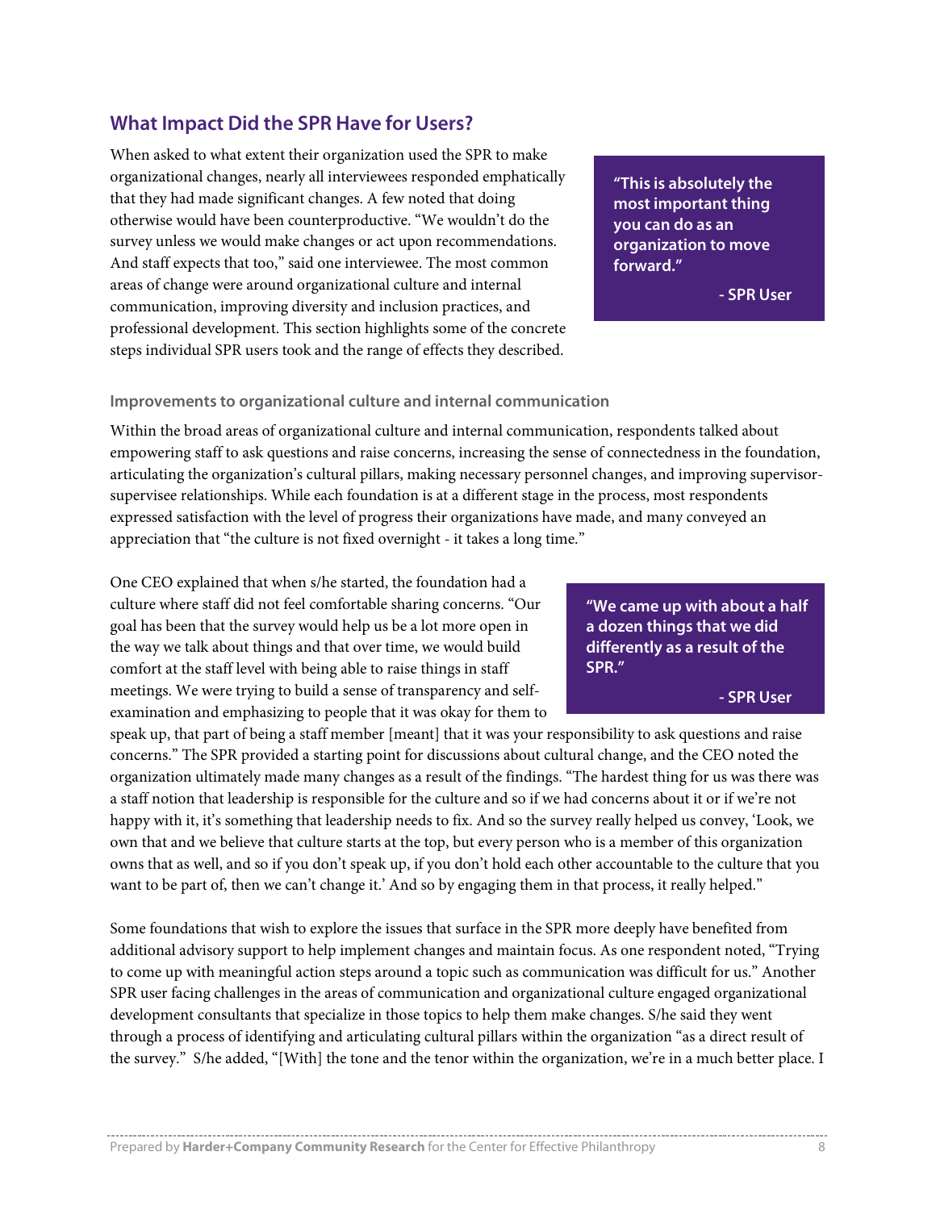## What Impact Did the SPR Have for Users?

When asked to what extent their organization used the SPR to make organizational changes, nearly all interviewees responded emphatically that they had made significant changes. A few noted that doing otherwise would have been counterproductive. "We wouldn't do the survey unless we would make changes or act upon recommendations. And staff expects that too," said one interviewee. The most common areas of change were around organizational culture and internal communication, improving diversity and inclusion practices, and professional development. This section highlights some of the concrete steps individual SPR users took and the range of effects they described.

> **"This is absolutely the most important thing you can do as an organization to move forward."**
>
> **- SPR User**

### Improvements to organizational culture and internal communication

Within the broad areas of organizational culture and internal communication, respondents talked about empowering staff to ask questions and raise concerns, increasing the sense of connectedness in the foundation, articulating the organization's cultural pillars, making necessary personnel changes, and improving supervisor-supervisee relationships. While each foundation is at a different stage in the process, most respondents expressed satisfaction with the level of progress their organizations have made, and many conveyed an appreciation that "the culture is not fixed overnight - it takes a long time."

One CEO explained that when s/he started, the foundation had a culture where staff did not feel comfortable sharing concerns. "Our goal has been that the survey would help us be a lot more open in the way we talk about things and that over time, we would build comfort at the staff level with being able to raise things in staff meetings. We were trying to build a sense of transparency and self-examination and emphasizing to people that it was okay for them to speak up, that part of being a staff member [meant] that it was your responsibility to ask questions and raise concerns." The SPR provided a starting point for discussions about cultural change, and the CEO noted the organization ultimately made many changes as a result of the findings. "The hardest thing for us was there was a staff notion that leadership is responsible for the culture and so if we had concerns about it or if we're not happy with it, it's something that leadership needs to fix. And so the survey really helped us convey, 'Look, we own that and we believe that culture starts at the top, but every person who is a member of this organization owns that as well, and so if you don't speak up, if you don't hold each other accountable to the culture that you want to be part of, then we can't change it.' And so by engaging them in that process, it really helped."

> **"We came up with about a half a dozen things that we did differently as a result of the SPR."**
>
> **- SPR User**

Some foundations that wish to explore the issues that surface in the SPR more deeply have benefited from additional advisory support to help implement changes and maintain focus. As one respondent noted, "Trying to come up with meaningful action steps around a topic such as communication was difficult for us." Another SPR user facing challenges in the areas of communication and organizational culture engaged organizational development consultants that specialize in those topics to help them make changes. S/he said they went through a process of identifying and articulating cultural pillars within the organization "as a direct result of the survey." S/he added, "[With] the tone and the tenor within the organization, we're in a much better place. I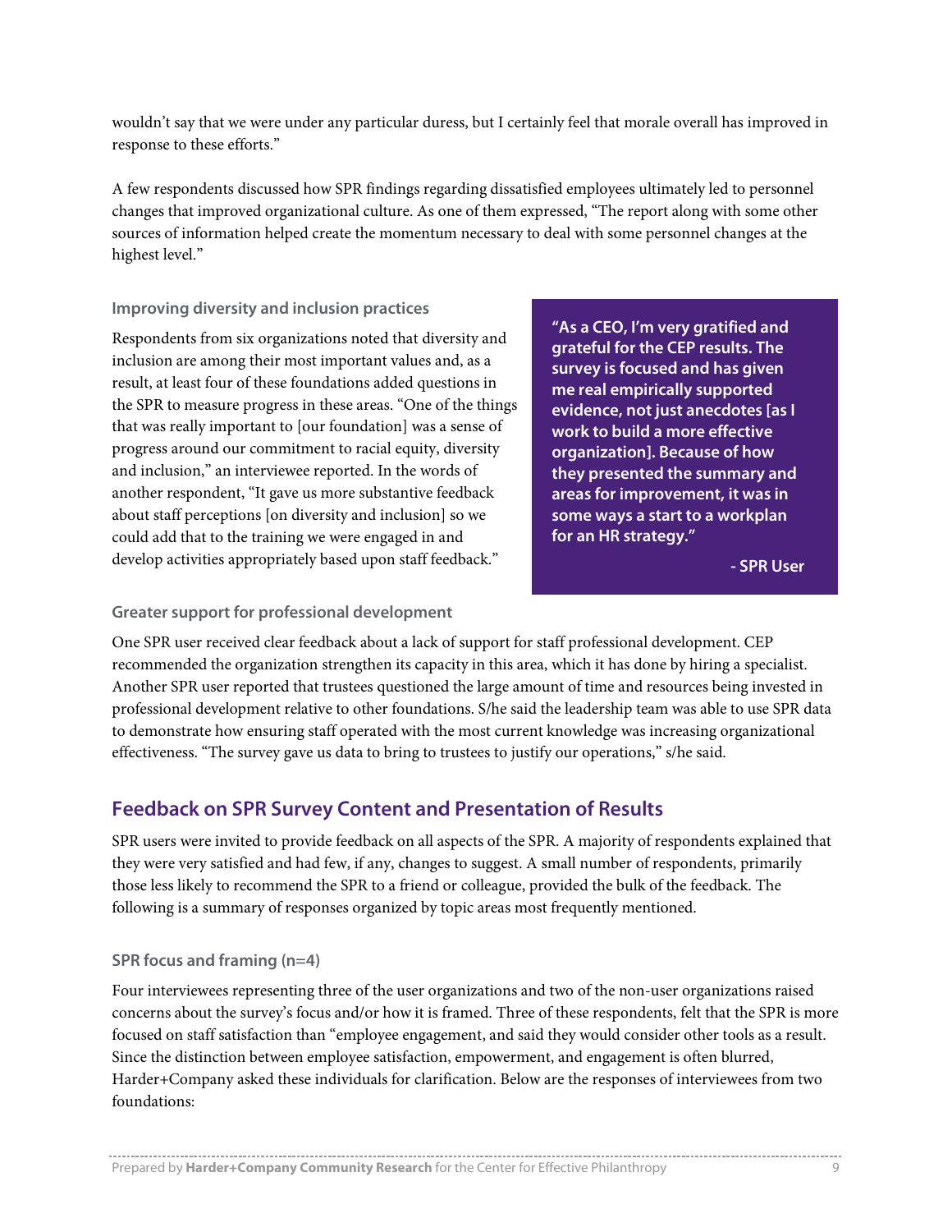wouldn't say that we were under any particular duress, but I certainly feel that morale overall has improved in response to these efforts."

A few respondents discussed how SPR findings regarding dissatisfied employees ultimately led to personnel changes that improved organizational culture. As one of them expressed, "The report along with some other sources of information helped create the momentum necessary to deal with some personnel changes at the highest level."

### Improving diversity and inclusion practices

Respondents from six organizations noted that diversity and inclusion are among their most important values and, as a result, at least four of these foundations added questions in the SPR to measure progress in these areas. "One of the things that was really important to [our foundation] was a sense of progress around our commitment to racial equity, diversity and inclusion," an interviewee reported. In the words of another respondent, "It gave us more substantive feedback about staff perceptions [on diversity and inclusion] so we could add that to the training we were engaged in and develop activities appropriately based upon staff feedback."

> **"As a CEO, I'm very gratified and grateful for the CEP results. The survey is focused and has given me real empirically supported evidence, not just anecdotes [as I work to build a more effective organization]. Because of how they presented the summary and areas for improvement, it was in some ways a start to a workplan for an HR strategy."**
>
> **- SPR User**

### Greater support for professional development

One SPR user received clear feedback about a lack of support for staff professional development. CEP recommended the organization strengthen its capacity in this area, which it has done by hiring a specialist. Another SPR user reported that trustees questioned the large amount of time and resources being invested in professional development relative to other foundations. S/he said the leadership team was able to use SPR data to demonstrate how ensuring staff operated with the most current knowledge was increasing organizational effectiveness. "The survey gave us data to bring to trustees to justify our operations," s/he said.

## Feedback on SPR Survey Content and Presentation of Results

SPR users were invited to provide feedback on all aspects of the SPR. A majority of respondents explained that they were very satisfied and had few, if any, changes to suggest. A small number of respondents, primarily those less likely to recommend the SPR to a friend or colleague, provided the bulk of the feedback. The following is a summary of responses organized by topic areas most frequently mentioned.

### SPR focus and framing (n=4)

Four interviewees representing three of the user organizations and two of the non-user organizations raised concerns about the survey's focus and/or how it is framed. Three of these respondents, felt that the SPR is more focused on staff satisfaction than "employee engagement, and said they would consider other tools as a result. Since the distinction between employee satisfaction, empowerment, and engagement is often blurred, Harder+Company asked these individuals for clarification. Below are the responses of interviewees from two foundations: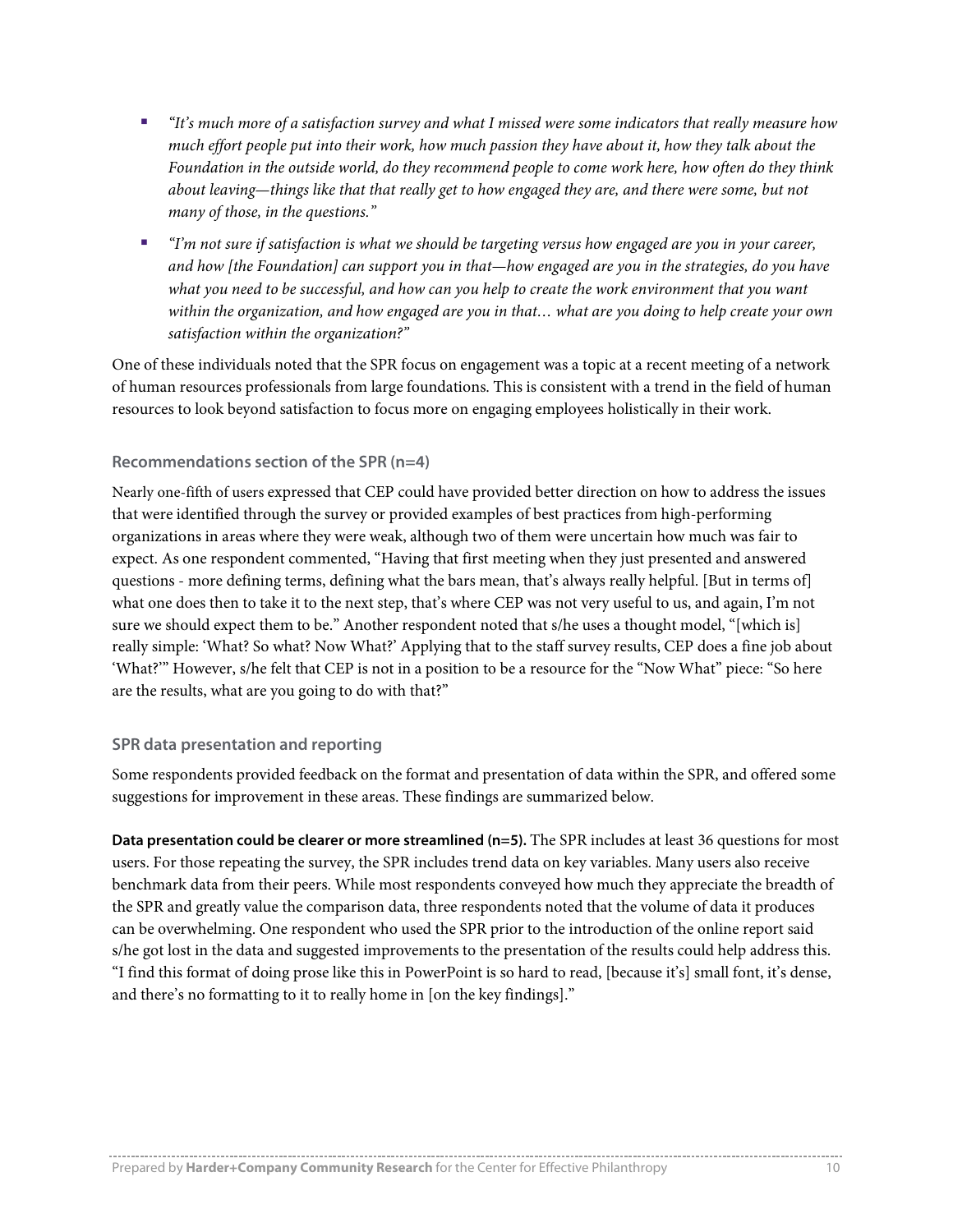- *"It's much more of a satisfaction survey and what I missed were some indicators that really measure how much effort people put into their work, how much passion they have about it, how they talk about the Foundation in the outside world, do they recommend people to come work here, how often do they think about leaving—things like that that really get to how engaged they are, and there were some, but not many of those, in the questions."*
- *"I'm not sure if satisfaction is what we should be targeting versus how engaged are you in your career, and how [the Foundation] can support you in that—how engaged are you in the strategies, do you have what you need to be successful, and how can you help to create the work environment that you want within the organization, and how engaged are you in that… what are you doing to help create your own satisfaction within the organization?"*

One of these individuals noted that the SPR focus on engagement was a topic at a recent meeting of a network of human resources professionals from large foundations. This is consistent with a trend in the field of human resources to look beyond satisfaction to focus more on engaging employees holistically in their work.

### Recommendations section of the SPR (n=4)

Nearly one-fifth of users expressed that CEP could have provided better direction on how to address the issues that were identified through the survey or provided examples of best practices from high-performing organizations in areas where they were weak, although two of them were uncertain how much was fair to expect. As one respondent commented, "Having that first meeting when they just presented and answered questions - more defining terms, defining what the bars mean, that's always really helpful. [But in terms of] what one does then to take it to the next step, that's where CEP was not very useful to us, and again, I'm not sure we should expect them to be." Another respondent noted that s/he uses a thought model, "[which is] really simple: 'What? So what? Now What?' Applying that to the staff survey results, CEP does a fine job about 'What?'" However, s/he felt that CEP is not in a position to be a resource for the "Now What" piece: "So here are the results, what are you going to do with that?"

### SPR data presentation and reporting

Some respondents provided feedback on the format and presentation of data within the SPR, and offered some suggestions for improvement in these areas. These findings are summarized below.

**Data presentation could be clearer or more streamlined (n=5).** The SPR includes at least 36 questions for most users. For those repeating the survey, the SPR includes trend data on key variables. Many users also receive benchmark data from their peers. While most respondents conveyed how much they appreciate the breadth of the SPR and greatly value the comparison data, three respondents noted that the volume of data it produces can be overwhelming. One respondent who used the SPR prior to the introduction of the online report said s/he got lost in the data and suggested improvements to the presentation of the results could help address this. "I find this format of doing prose like this in PowerPoint is so hard to read, [because it's] small font, it's dense, and there's no formatting to it to really home in [on the key findings]."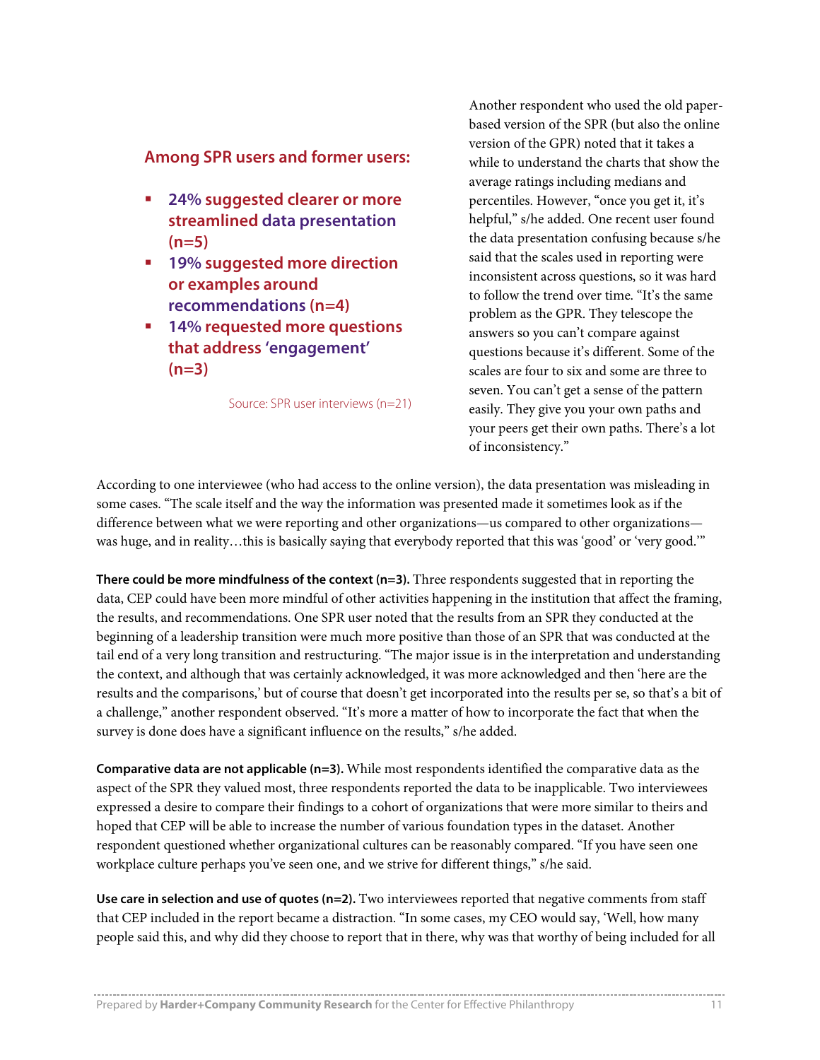**Among SPR users and former users:**

- **24% suggested clearer or more streamlined data presentation (n=5)**
- **19% suggested more direction or examples around recommendations (n=4)**
- **14% requested more questions that address 'engagement' (n=3)**

Source: SPR user interviews (n=21)

Another respondent who used the old paper-based version of the SPR (but also the online version of the GPR) noted that it takes a while to understand the charts that show the average ratings including medians and percentiles. However, "once you get it, it's helpful," s/he added. One recent user found the data presentation confusing because s/he said that the scales used in reporting were inconsistent across questions, so it was hard to follow the trend over time. "It's the same problem as the GPR. They telescope the answers so you can't compare against questions because it's different. Some of the scales are four to six and some are three to seven. You can't get a sense of the pattern easily. They give you your own paths and your peers get their own paths. There's a lot of inconsistency."

According to one interviewee (who had access to the online version), the data presentation was misleading in some cases. "The scale itself and the way the information was presented made it sometimes look as if the difference between what we were reporting and other organizations—us compared to other organizations—was huge, and in reality…this is basically saying that everybody reported that this was 'good' or 'very good.'"

**There could be more mindfulness of the context (n=3).** Three respondents suggested that in reporting the data, CEP could have been more mindful of other activities happening in the institution that affect the framing, the results, and recommendations. One SPR user noted that the results from an SPR they conducted at the beginning of a leadership transition were much more positive than those of an SPR that was conducted at the tail end of a very long transition and restructuring. "The major issue is in the interpretation and understanding the context, and although that was certainly acknowledged, it was more acknowledged and then 'here are the results and the comparisons,' but of course that doesn't get incorporated into the results per se, so that's a bit of a challenge," another respondent observed. "It's more a matter of how to incorporate the fact that when the survey is done does have a significant influence on the results," s/he added.

**Comparative data are not applicable (n=3).** While most respondents identified the comparative data as the aspect of the SPR they valued most, three respondents reported the data to be inapplicable. Two interviewees expressed a desire to compare their findings to a cohort of organizations that were more similar to theirs and hoped that CEP will be able to increase the number of various foundation types in the dataset. Another respondent questioned whether organizational cultures can be reasonably compared. "If you have seen one workplace culture perhaps you've seen one, and we strive for different things," s/he said.

**Use care in selection and use of quotes (n=2).** Two interviewees reported that negative comments from staff that CEP included in the report became a distraction. "In some cases, my CEO would say, 'Well, how many people said this, and why did they choose to report that in there, why was that worthy of being included for all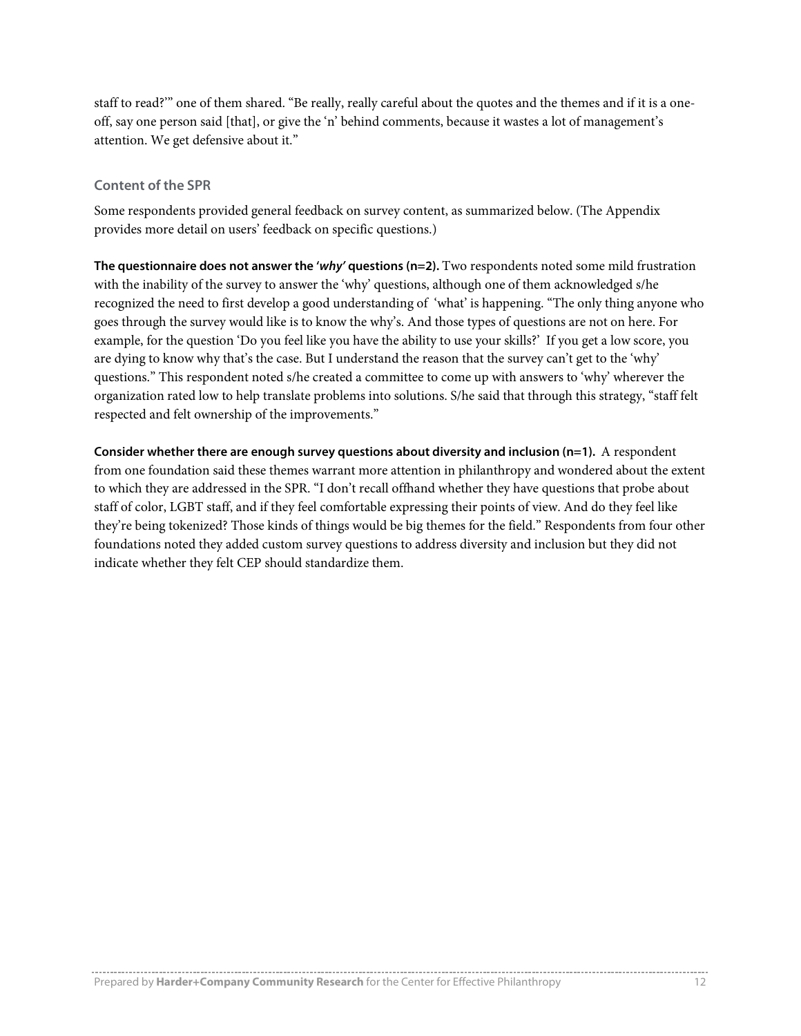staff to read?'" one of them shared. "Be really, really careful about the quotes and the themes and if it is a one-off, say one person said [that], or give the 'n' behind comments, because it wastes a lot of management's attention. We get defensive about it."

### Content of the SPR

Some respondents provided general feedback on survey content, as summarized below. (The Appendix provides more detail on users' feedback on specific questions.)

**The questionnaire does not answer the '*why*' questions (n=2).** Two respondents noted some mild frustration with the inability of the survey to answer the 'why' questions, although one of them acknowledged s/he recognized the need to first develop a good understanding of 'what' is happening. "The only thing anyone who goes through the survey would like is to know the why's. And those types of questions are not on here. For example, for the question 'Do you feel like you have the ability to use your skills?' If you get a low score, you are dying to know why that's the case. But I understand the reason that the survey can't get to the 'why' questions." This respondent noted s/he created a committee to come up with answers to 'why' wherever the organization rated low to help translate problems into solutions. S/he said that through this strategy, "staff felt respected and felt ownership of the improvements."

**Consider whether there are enough survey questions about diversity and inclusion (n=1).** A respondent from one foundation said these themes warrant more attention in philanthropy and wondered about the extent to which they are addressed in the SPR. "I don't recall offhand whether they have questions that probe about staff of color, LGBT staff, and if they feel comfortable expressing their points of view. And do they feel like they're being tokenized? Those kinds of things would be big themes for the field." Respondents from four other foundations noted they added custom survey questions to address diversity and inclusion but they did not indicate whether they felt CEP should standardize them.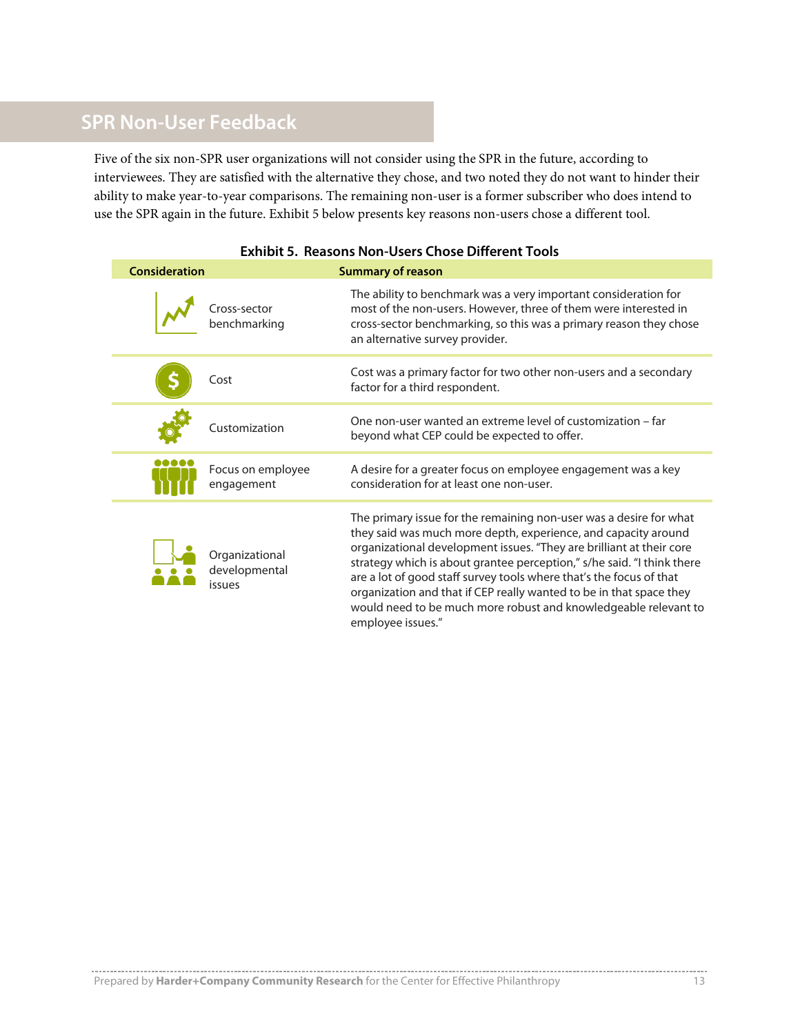## SPR Non-User Feedback

Five of the six non-SPR user organizations will not consider using the SPR in the future, according to interviewees. They are satisfied with the alternative they chose, and two noted they do not want to hinder their ability to make year-to-year comparisons. The remaining non-user is a former subscriber who does intend to use the SPR again in the future. Exhibit 5 below presents key reasons non-users chose a different tool.

**Exhibit 5. Reasons Non-Users Chose Different Tools**

| Consideration | Summary of reason |
|---|---|
| Cross-sector benchmarking | The ability to benchmark was a very important consideration for most of the non-users. However, three of them were interested in cross-sector benchmarking, so this was a primary reason they chose an alternative survey provider. |
| Cost | Cost was a primary factor for two other non-users and a secondary factor for a third respondent. |
| Customization | One non-user wanted an extreme level of customization – far beyond what CEP could be expected to offer. |
| Focus on employee engagement | A desire for a greater focus on employee engagement was a key consideration for at least one non-user. |
| Organizational developmental issues | The primary issue for the remaining non-user was a desire for what they said was much more depth, experience, and capacity around organizational development issues. "They are brilliant at their core strategy which is about grantee perception," s/he said. "I think there are a lot of good staff survey tools where that's the focus of that organization and that if CEP really wanted to be in that space they would need to be much more robust and knowledgeable relevant to employee issues." |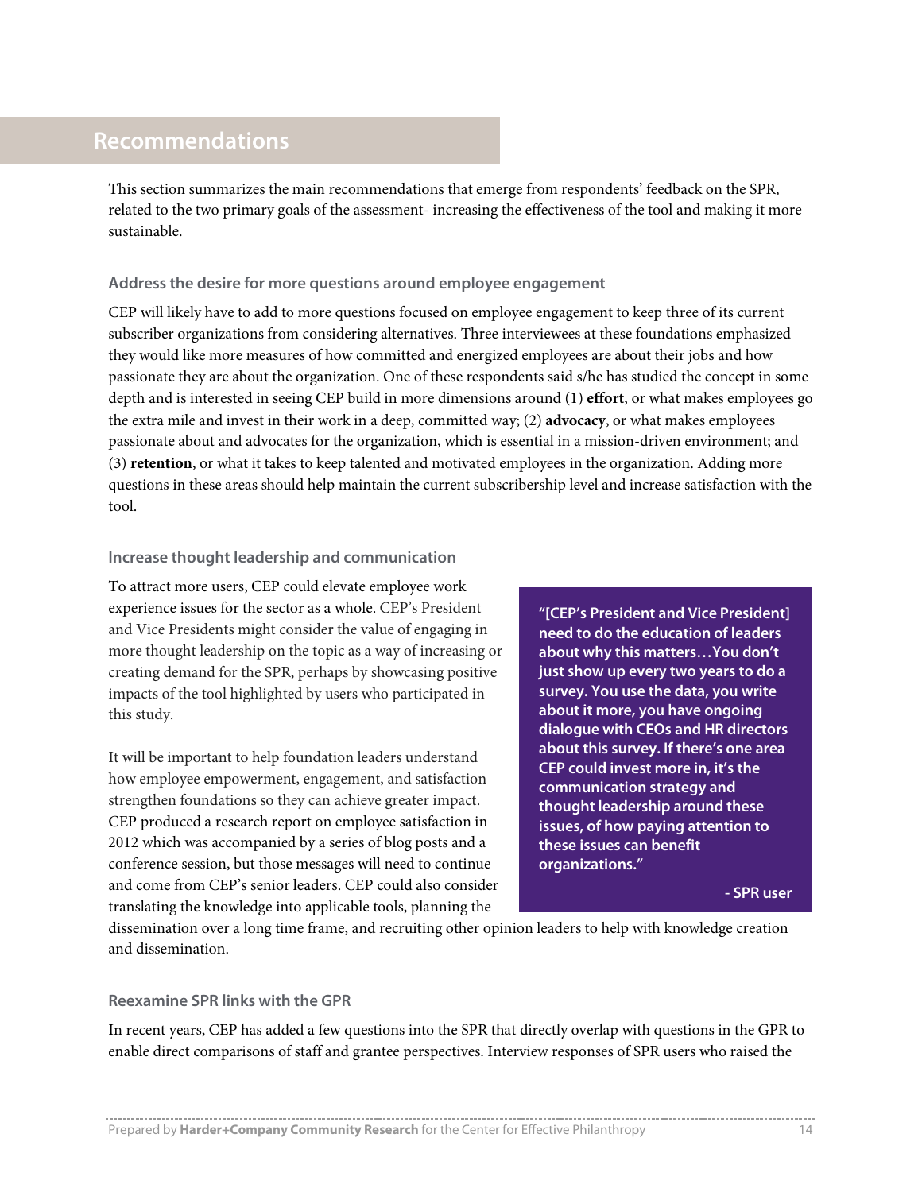## Recommendations

This section summarizes the main recommendations that emerge from respondents' feedback on the SPR, related to the two primary goals of the assessment- increasing the effectiveness of the tool and making it more sustainable.

### Address the desire for more questions around employee engagement

CEP will likely have to add to more questions focused on employee engagement to keep three of its current subscriber organizations from considering alternatives. Three interviewees at these foundations emphasized they would like more measures of how committed and energized employees are about their jobs and how passionate they are about the organization. One of these respondents said s/he has studied the concept in some depth and is interested in seeing CEP build in more dimensions around (1) **effort**, or what makes employees go the extra mile and invest in their work in a deep, committed way; (2) **advocacy**, or what makes employees passionate about and advocates for the organization, which is essential in a mission-driven environment; and (3) **retention**, or what it takes to keep talented and motivated employees in the organization. Adding more questions in these areas should help maintain the current subscribership level and increase satisfaction with the tool.

### Increase thought leadership and communication

To attract more users, CEP could elevate employee work experience issues for the sector as a whole. CEP's President and Vice Presidents might consider the value of engaging in more thought leadership on the topic as a way of increasing or creating demand for the SPR, perhaps by showcasing positive impacts of the tool highlighted by users who participated in this study.

> **"[CEP's President and Vice President] need to do the education of leaders about why this matters…You don't just show up every two years to do a survey. You use the data, you write about it more, you have ongoing dialogue with CEOs and HR directors about this survey. If there's one area CEP could invest more in, it's the communication strategy and thought leadership around these issues, of how paying attention to these issues can benefit organizations."**
>
> **- SPR user**

It will be important to help foundation leaders understand how employee empowerment, engagement, and satisfaction strengthen foundations so they can achieve greater impact. CEP produced a research report on employee satisfaction in 2012 which was accompanied by a series of blog posts and a conference session, but those messages will need to continue and come from CEP's senior leaders. CEP could also consider translating the knowledge into applicable tools, planning the dissemination over a long time frame, and recruiting other opinion leaders to help with knowledge creation and dissemination.

### Reexamine SPR links with the GPR

In recent years, CEP has added a few questions into the SPR that directly overlap with questions in the GPR to enable direct comparisons of staff and grantee perspectives. Interview responses of SPR users who raised the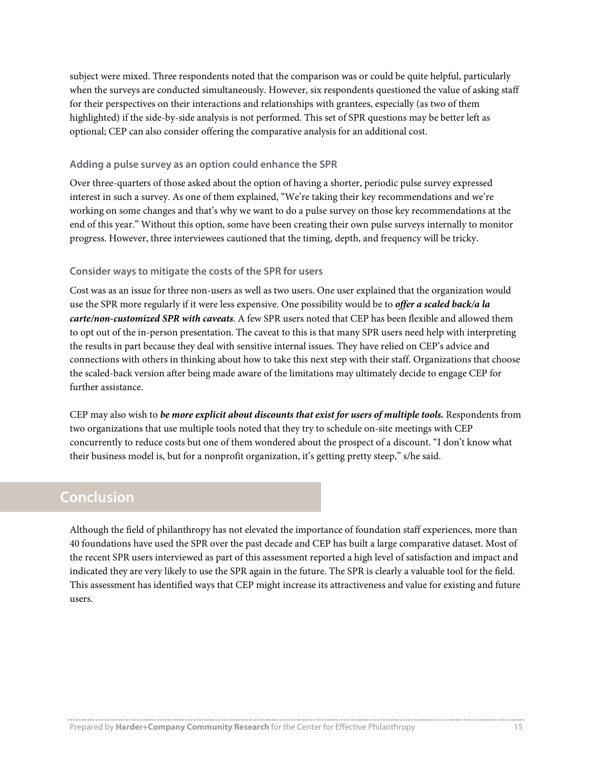subject were mixed. Three respondents noted that the comparison was or could be quite helpful, particularly when the surveys are conducted simultaneously. However, six respondents questioned the value of asking staff for their perspectives on their interactions and relationships with grantees, especially (as two of them highlighted) if the side-by-side analysis is not performed. This set of SPR questions may be better left as optional; CEP can also consider offering the comparative analysis for an additional cost.

### Adding a pulse survey as an option could enhance the SPR

Over three-quarters of those asked about the option of having a shorter, periodic pulse survey expressed interest in such a survey. As one of them explained, "We're taking their key recommendations and we're working on some changes and that's why we want to do a pulse survey on those key recommendations at the end of this year." Without this option, some have been creating their own pulse surveys internally to monitor progress. However, three interviewees cautioned that the timing, depth, and frequency will be tricky.

### Consider ways to mitigate the costs of the SPR for users

Cost was as an issue for three non-users as well as two users. One user explained that the organization would use the SPR more regularly if it were less expensive. One possibility would be to ***offer a scaled back/a la carte/non-customized SPR with caveats***. A few SPR users noted that CEP has been flexible and allowed them to opt out of the in-person presentation. The caveat to this is that many SPR users need help with interpreting the results in part because they deal with sensitive internal issues. They have relied on CEP's advice and connections with others in thinking about how to take this next step with their staff. Organizations that choose the scaled-back version after being made aware of the limitations may ultimately decide to engage CEP for further assistance.

CEP may also wish to ***be more explicit about discounts that exist for users of multiple tools.*** Respondents from two organizations that use multiple tools noted that they try to schedule on-site meetings with CEP concurrently to reduce costs but one of them wondered about the prospect of a discount. "I don't know what their business model is, but for a nonprofit organization, it's getting pretty steep," s/he said.

## Conclusion

Although the field of philanthropy has not elevated the importance of foundation staff experiences, more than 40 foundations have used the SPR over the past decade and CEP has built a large comparative dataset. Most of the recent SPR users interviewed as part of this assessment reported a high level of satisfaction and impact and indicated they are very likely to use the SPR again in the future. The SPR is clearly a valuable tool for the field. This assessment has identified ways that CEP might increase its attractiveness and value for existing and future users.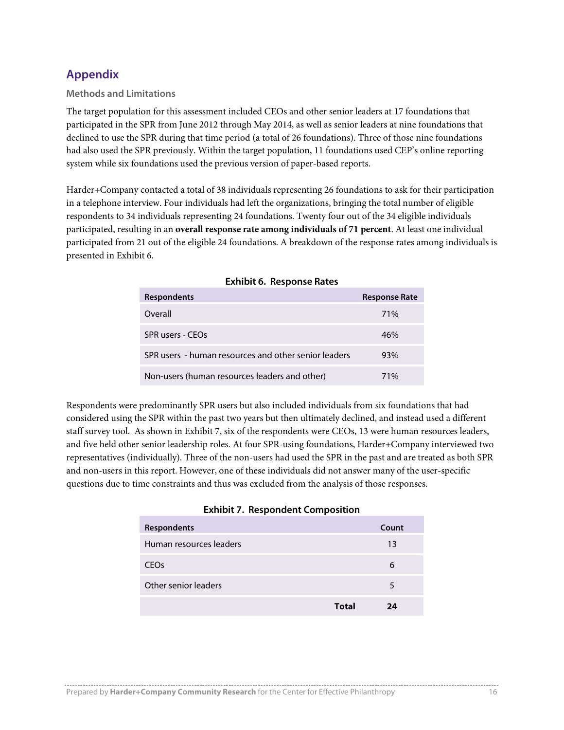# Appendix

## Methods and Limitations

The target population for this assessment included CEOs and other senior leaders at 17 foundations that participated in the SPR from June 2012 through May 2014, as well as senior leaders at nine foundations that declined to use the SPR during that time period (a total of 26 foundations). Three of those nine foundations had also used the SPR previously. Within the target population, 11 foundations used CEP's online reporting system while six foundations used the previous version of paper-based reports.

Harder+Company contacted a total of 38 individuals representing 26 foundations to ask for their participation in a telephone interview. Four individuals had left the organizations, bringing the total number of eligible respondents to 34 individuals representing 24 foundations. Twenty four out of the 34 eligible individuals participated, resulting in an **overall response rate among individuals of 71 percent**. At least one individual participated from 21 out of the eligible 24 foundations. A breakdown of the response rates among individuals is presented in Exhibit 6.

**Exhibit 6. Response Rates**

| Respondents | Response Rate |
|---|---|
| Overall | 71% |
| SPR users - CEOs | 46% |
| SPR users - human resources and other senior leaders | 93% |
| Non-users (human resources leaders and other) | 71% |

Respondents were predominantly SPR users but also included individuals from six foundations that had considered using the SPR within the past two years but then ultimately declined, and instead used a different staff survey tool. As shown in Exhibit 7, six of the respondents were CEOs, 13 were human resources leaders, and five held other senior leadership roles. At four SPR-using foundations, Harder+Company interviewed two representatives (individually). Three of the non-users had used the SPR in the past and are treated as both SPR and non-users in this report. However, one of these individuals did not answer many of the user-specific questions due to time constraints and thus was excluded from the analysis of those responses.

**Exhibit 7. Respondent Composition**

| Respondents | Count |
|---|---|
| Human resources leaders | 13 |
| CEOs | 6 |
| Other senior leaders | 5 |
| **Total** | **24** |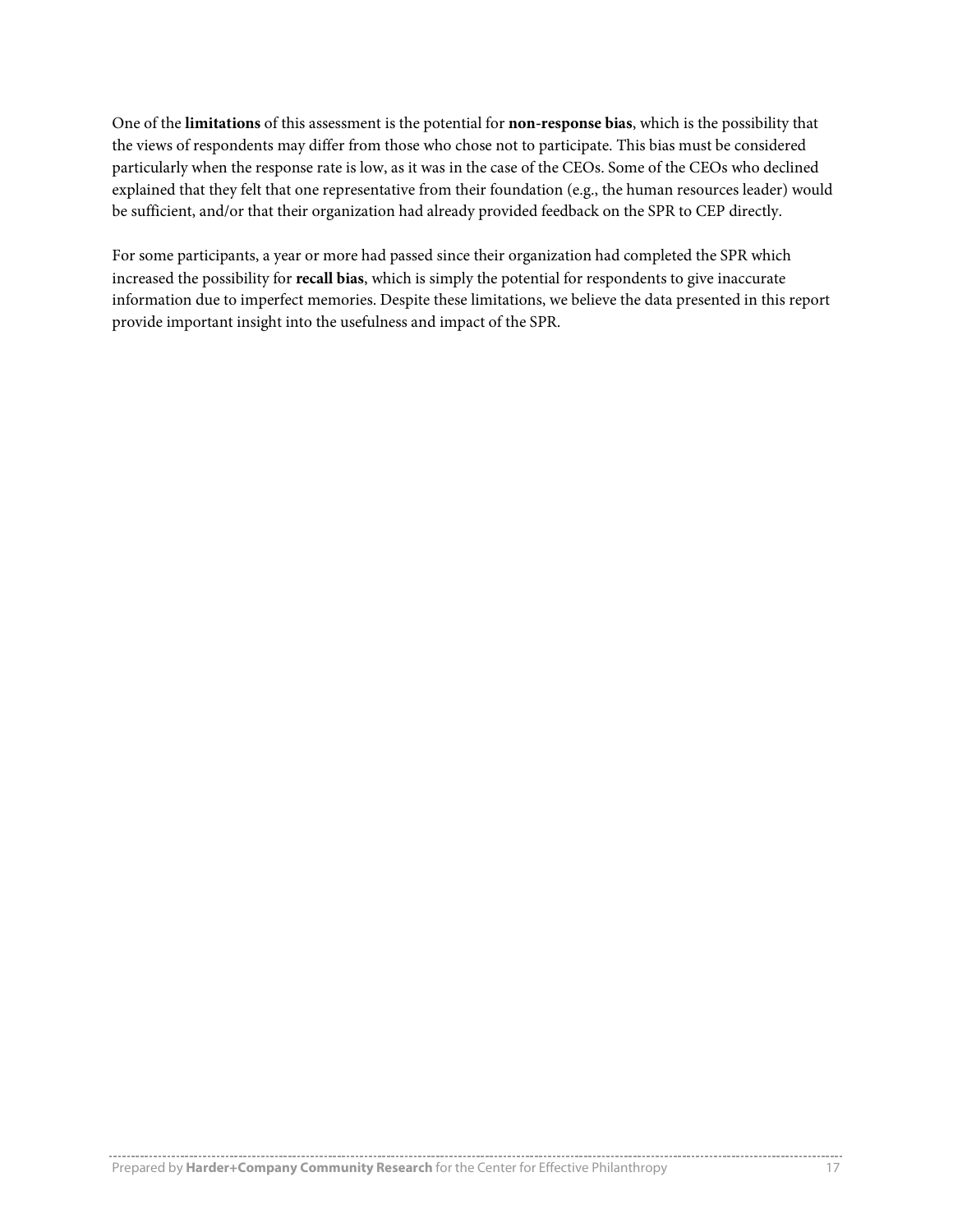One of the **limitations** of this assessment is the potential for **non-response bias**, which is the possibility that the views of respondents may differ from those who chose not to participate. This bias must be considered particularly when the response rate is low, as it was in the case of the CEOs. Some of the CEOs who declined explained that they felt that one representative from their foundation (e.g., the human resources leader) would be sufficient, and/or that their organization had already provided feedback on the SPR to CEP directly.

For some participants, a year or more had passed since their organization had completed the SPR which increased the possibility for **recall bias**, which is simply the potential for respondents to give inaccurate information due to imperfect memories. Despite these limitations, we believe the data presented in this report provide important insight into the usefulness and impact of the SPR.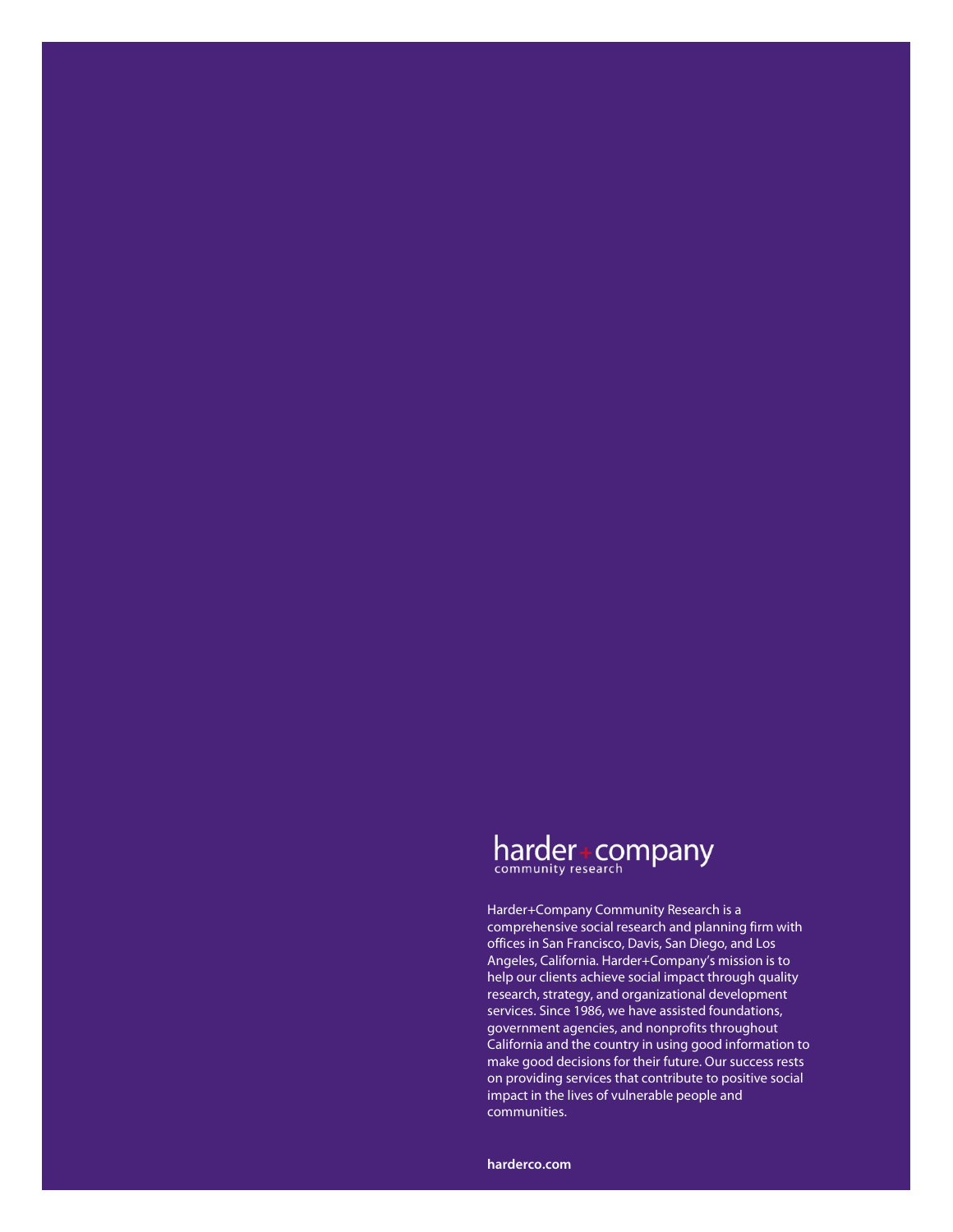harder+company
community research

Harder+Company Community Research is a comprehensive social research and planning firm with offices in San Francisco, Davis, San Diego, and Los Angeles, California. Harder+Company's mission is to help our clients achieve social impact through quality research, strategy, and organizational development services. Since 1986, we have assisted foundations, government agencies, and nonprofits throughout California and the country in using good information to make good decisions for their future. Our success rests on providing services that contribute to positive social impact in the lives of vulnerable people and communities.

**harderco.com**